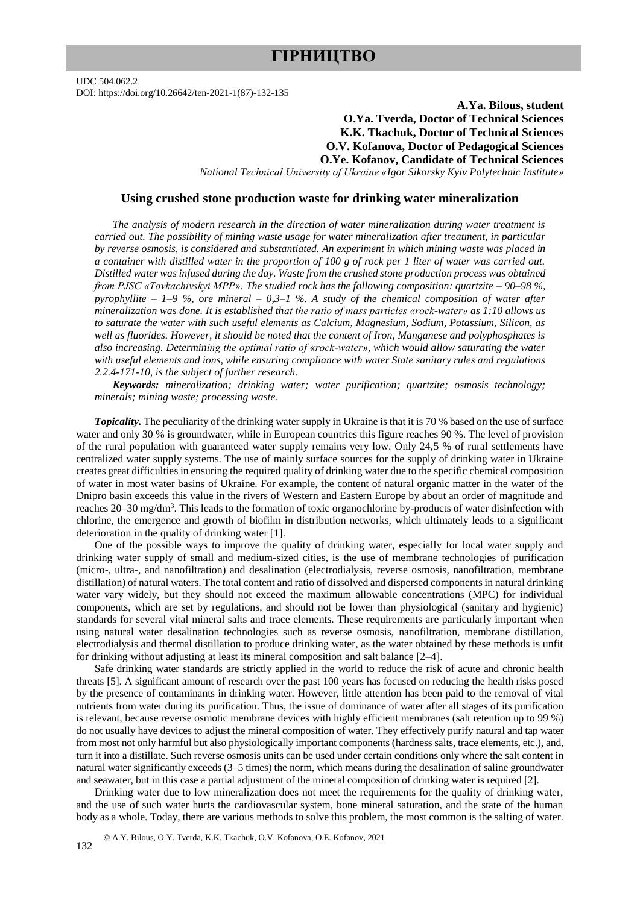# ГІРНИЦТВО

UDC 504.062.2
DOI: https://doi.org/10.26642/ten-2021-1(87)-132-135

**A.Ya. Bilous, student**
**O.Ya. Tverda, Doctor of Technical Sciences**
**K.K. Tkachuk, Doctor of Technical Sciences**
**O.V. Kofanova, Doctor of Pedagogical Sciences**
**O.Ye. Kofanov, Candidate of Technical Sciences**
*National Technical University of Ukraine «Igor Sikorsky Kyiv Polytechnic Institute»*

## Using crushed stone production waste for drinking water mineralization

*The analysis of modern research in the direction of water mineralization during water treatment is carried out. The possibility of mining waste usage for water mineralization after treatment, in particular by reverse osmosis, is considered and substantiated. An experiment in which mining waste was placed in a container with distilled water in the proportion of 100 g of rock per 1 liter of water was carried out. Distilled water was infused during the day. Waste from the crushed stone production process was obtained from PJSC «Tovkachivskyi MPP». The studied rock has the following composition: quartzite – 90–98 %, pyrophyllite – 1–9 %, ore mineral – 0,3–1 %. A study of the chemical composition of water after mineralization was done. It is established that the ratio of mass particles «rock-water» as 1:10 allows us to saturate the water with such useful elements as Calcium, Magnesium, Sodium, Potassium, Silicon, as well as fluorides. However, it should be noted that the content of Iron, Manganese and polyphosphates is also increasing. Determining the optimal ratio of «rock-water», which would allow saturating the water with useful elements and ions, while ensuring compliance with water State sanitary rules and regulations 2.2.4-171-10, is the subject of further research.*

***Keywords:*** *mineralization; drinking water; water purification; quartzite; osmosis technology; minerals; mining waste; processing waste.*

***Topicality.*** The peculiarity of the drinking water supply in Ukraine is that it is 70 % based on the use of surface water and only 30 % is groundwater, while in European countries this figure reaches 90 %. The level of provision of the rural population with guaranteed water supply remains very low. Only 24,5 % of rural settlements have centralized water supply systems. The use of mainly surface sources for the supply of drinking water in Ukraine creates great difficulties in ensuring the required quality of drinking water due to the specific chemical composition of water in most water basins of Ukraine. For example, the content of natural organic matter in the water of the Dnipro basin exceeds this value in the rivers of Western and Eastern Europe by about an order of magnitude and reaches 20–30 mg/dm$^3$. This leads to the formation of toxic organochlorine by-products of water disinfection with chlorine, the emergence and growth of biofilm in distribution networks, which ultimately leads to a significant deterioration in the quality of drinking water [1].

One of the possible ways to improve the quality of drinking water, especially for local water supply and drinking water supply of small and medium-sized cities, is the use of membrane technologies of purification (micro-, ultra-, and nanofiltration) and desalination (electrodialysis, reverse osmosis, nanofiltration, membrane distillation) of natural waters. The total content and ratio of dissolved and dispersed components in natural drinking water vary widely, but they should not exceed the maximum allowable concentrations (MPC) for individual components, which are set by regulations, and should not be lower than physiological (sanitary and hygienic) standards for several vital mineral salts and trace elements. These requirements are particularly important when using natural water desalination technologies such as reverse osmosis, nanofiltration, membrane distillation, electrodialysis and thermal distillation to produce drinking water, as the water obtained by these methods is unfit for drinking without adjusting at least its mineral composition and salt balance [2–4].

Safe drinking water standards are strictly applied in the world to reduce the risk of acute and chronic health threats [5]. A significant amount of research over the past 100 years has focused on reducing the health risks posed by the presence of contaminants in drinking water. However, little attention has been paid to the removal of vital nutrients from water during its purification. Thus, the issue of dominance of water after all stages of its purification is relevant, because reverse osmotic membrane devices with highly efficient membranes (salt retention up to 99 %) do not usually have devices to adjust the mineral composition of water. They effectively purify natural and tap water from most not only harmful but also physiologically important components (hardness salts, trace elements, etc.), and, turn it into a distillate. Such reverse osmosis units can be used under certain conditions only where the salt content in natural water significantly exceeds (3–5 times) the norm, which means during the desalination of saline groundwater and seawater, but in this case a partial adjustment of the mineral composition of drinking water is required [2].

Drinking water due to low mineralization does not meet the requirements for the quality of drinking water, and the use of such water hurts the cardiovascular system, bone mineral saturation, and the state of the human body as a whole. Today, there are various methods to solve this problem, the most common is the salting of water.

© A.Y. Bilous, O.Y. Tverda, K.K. Tkachuk, O.V. Kofanova, O.E. Kofanov, 2021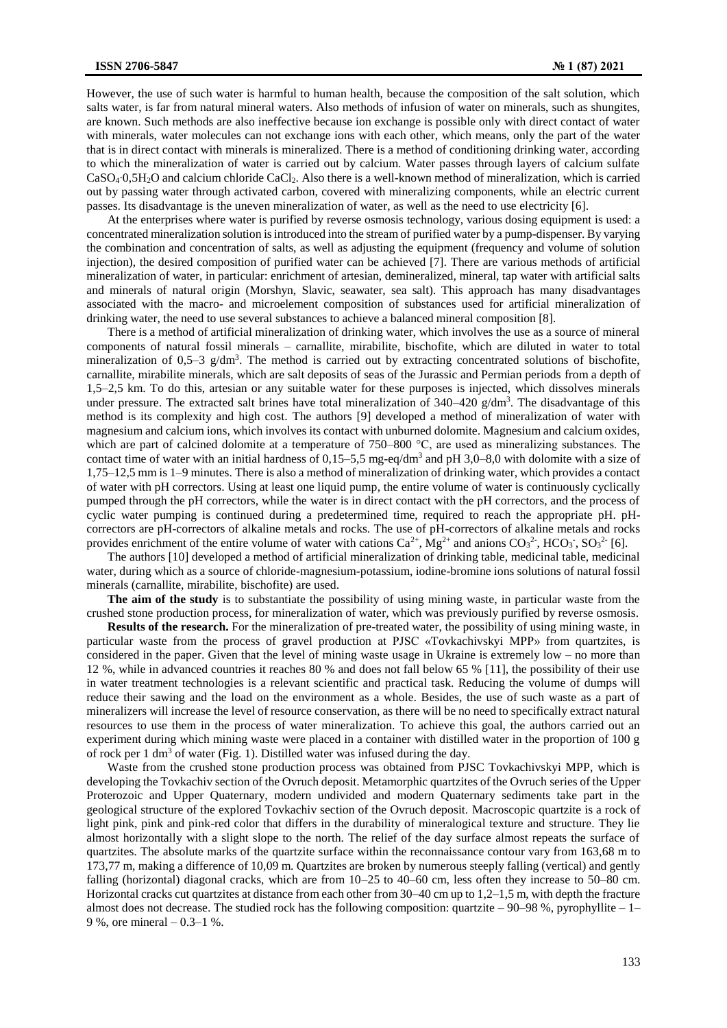However, the use of such water is harmful to human health, because the composition of the salt solution, which salts water, is far from natural mineral waters. Also methods of infusion of water on minerals, such as shungites, are known. Such methods are also ineffective because ion exchange is possible only with direct contact of water with minerals, water molecules can not exchange ions with each other, which means, only the part of the water that is in direct contact with minerals is mineralized. There is a method of conditioning drinking water, according to which the mineralization of water is carried out by calcium. Water passes through layers of calcium sulfate $CaSO_4 \cdot 0{,}5H_2O$ and calcium chloride $CaCl_2$. Also there is a well-known method of mineralization, which is carried out by passing water through activated carbon, covered with mineralizing components, while an electric current passes. Its disadvantage is the uneven mineralization of water, as well as the need to use electricity [6].

At the enterprises where water is purified by reverse osmosis technology, various dosing equipment is used: a concentrated mineralization solution is introduced into the stream of purified water by a pump-dispenser. By varying the combination and concentration of salts, as well as adjusting the equipment (frequency and volume of solution injection), the desired composition of purified water can be achieved [7]. There are various methods of artificial mineralization of water, in particular: enrichment of artesian, demineralized, mineral, tap water with artificial salts and minerals of natural origin (Morshyn, Slavic, seawater, sea salt). This approach has many disadvantages associated with the macro- and microelement composition of substances used for artificial mineralization of drinking water, the need to use several substances to achieve a balanced mineral composition [8].

There is a method of artificial mineralization of drinking water, which involves the use as a source of mineral components of natural fossil minerals – carnallite, mirabilite, bischofite, which are diluted in water to total mineralization of 0,5–3 g/dm$^3$. The method is carried out by extracting concentrated solutions of bischofite, carnallite, mirabilite minerals, which are salt deposits of seas of the Jurassic and Permian periods from a depth of 1,5–2,5 km. To do this, artesian or any suitable water for these purposes is injected, which dissolves minerals under pressure. The extracted salt brines have total mineralization of 340–420 g/dm$^3$. The disadvantage of this method is its complexity and high cost. The authors [9] developed a method of mineralization of water with magnesium and calcium ions, which involves its contact with unburned dolomite. Magnesium and calcium oxides, which are part of calcined dolomite at a temperature of 750–800 °C, are used as mineralizing substances. The contact time of water with an initial hardness of 0,15–5,5 mg-eq/dm$^3$ and pH 3,0–8,0 with dolomite with a size of 1,75–12,5 mm is 1–9 minutes. There is also a method of mineralization of drinking water, which provides a contact of water with pH correctors. Using at least one liquid pump, the entire volume of water is continuously cyclically pumped through the pH correctors, while the water is in direct contact with the pH correctors, and the process of cyclic water pumping is continued during a predetermined time, required to reach the appropriate pH. pH-correctors are pH-correctors of alkaline metals and rocks. The use of pH-correctors of alkaline metals and rocks provides enrichment of the entire volume of water with cations $Ca^{2+}$, $Mg^{2+}$ and anions $CO_3^{2-}$, $HCO_3^-$, $SO_3^{2-}$ [6].

The authors [10] developed a method of artificial mineralization of drinking table, medicinal table, medicinal water, during which as a source of chloride-magnesium-potassium, iodine-bromine ions solutions of natural fossil minerals (carnallite, mirabilite, bischofite) are used.

**The aim of the study** is to substantiate the possibility of using mining waste, in particular waste from the crushed stone production process, for mineralization of water, which was previously purified by reverse osmosis.

**Results of the research.** For the mineralization of pre-treated water, the possibility of using mining waste, in particular waste from the process of gravel production at PJSC «Tovkachivskyi MPP» from quartzites, is considered in the paper. Given that the level of mining waste usage in Ukraine is extremely low – no more than 12 %, while in advanced countries it reaches 80 % and does not fall below 65 % [11], the possibility of their use in water treatment technologies is a relevant scientific and practical task. Reducing the volume of dumps will reduce their sawing and the load on the environment as a whole. Besides, the use of such waste as a part of mineralizers will increase the level of resource conservation, as there will be no need to specifically extract natural resources to use them in the process of water mineralization. To achieve this goal, the authors carried out an experiment during which mining waste were placed in a container with distilled water in the proportion of 100 g of rock per 1 dm$^3$ of water (Fig. 1). Distilled water was infused during the day.

Waste from the crushed stone production process was obtained from PJSC Tovkachivskyi MPP, which is developing the Tovkachiv section of the Ovruch deposit. Metamorphic quartzites of the Ovruch series of the Upper Proterozoic and Upper Quaternary, modern undivided and modern Quaternary sediments take part in the geological structure of the explored Tovkachiv section of the Ovruch deposit. Macroscopic quartzite is a rock of light pink, pink and pink-red color that differs in the durability of mineralogical texture and structure. They lie almost horizontally with a slight slope to the north. The relief of the day surface almost repeats the surface of quartzites. The absolute marks of the quartzite surface within the reconnaissance contour vary from 163,68 m to 173,77 m, making a difference of 10,09 m. Quartzites are broken by numerous steeply falling (vertical) and gently falling (horizontal) diagonal cracks, which are from 10–25 to 40–60 cm, less often they increase to 50–80 cm. Horizontal cracks cut quartzites at distance from each other from 30–40 cm up to 1,2–1,5 m, with depth the fracture almost does not decrease. The studied rock has the following composition: quartzite – 90–98 %, pyrophyllite – 1–9 %, ore mineral – 0.3–1 %.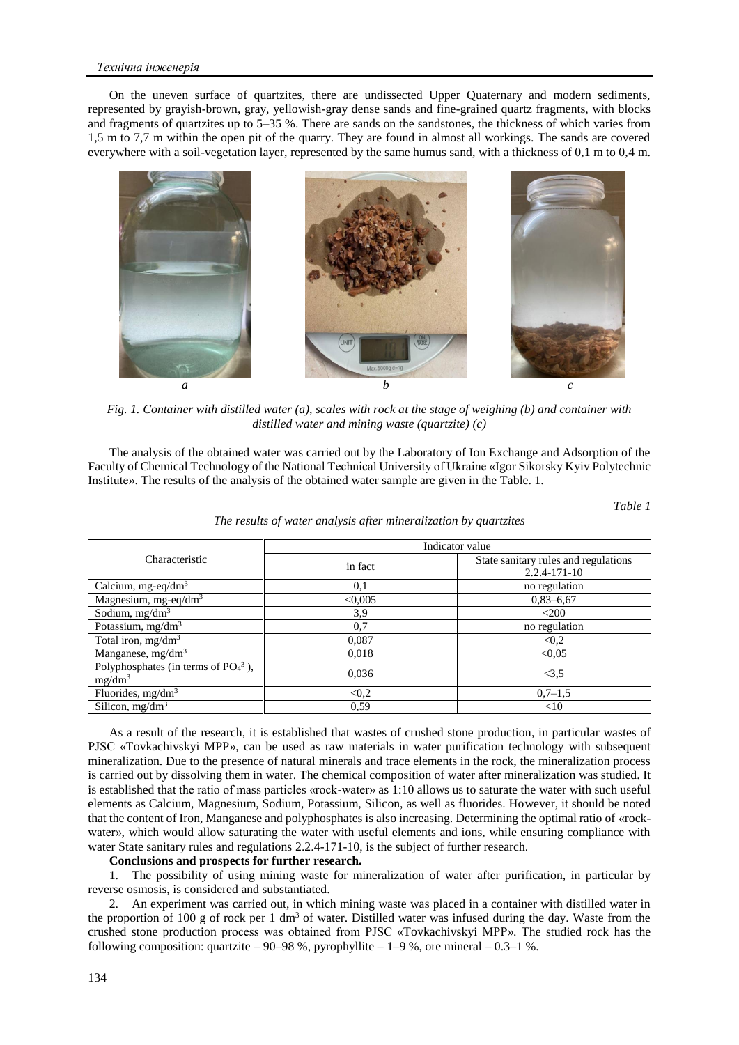On the uneven surface of quartzites, there are undissected Upper Quaternary and modern sediments, represented by grayish-brown, gray, yellowish-gray dense sands and fine-grained quartz fragments, with blocks and fragments of quartzites up to 5–35 %. There are sands on the sandstones, the thickness of which varies from 1,5 m to 7,7 m within the open pit of the quarry. They are found in almost all workings. The sands are covered everywhere with a soil-vegetation layer, represented by the same humus sand, with a thickness of 0,1 m to 0,4 m.

*Fig. 1. Container with distilled water (a), scales with rock at the stage of weighing (b) and container with distilled water and mining waste (quartzite) (c)*

The analysis of the obtained water was carried out by the Laboratory of Ion Exchange and Adsorption of the Faculty of Chemical Technology of the National Technical University of Ukraine «Igor Sikorsky Kyiv Polytechnic Institute». The results of the analysis of the obtained water sample are given in the Table. 1.

*Table 1*

*The results of water analysis after mineralization by quartzites*

| Characteristic | Indicator value | |
|---|---|---|
| | in fact | State sanitary rules and regulations 2.2.4-171-10 |
| Calcium, mg-eq/dm$^3$ | 0,1 | no regulation |
| Magnesium, mg-eq/dm$^3$ | <0,005 | 0,83–6,67 |
| Sodium, mg/dm$^3$ | 3,9 | <200 |
| Potassium, mg/dm$^3$ | 0,7 | no regulation |
| Total iron, mg/dm$^3$ | 0,087 | <0,2 |
| Manganese, mg/dm$^3$ | 0,018 | <0,05 |
| Polyphosphates (in terms of $PO_4^{3-}$), mg/dm$^3$ | 0,036 | <3,5 |
| Fluorides, mg/dm$^3$ | <0,2 | 0,7–1,5 |
| Silicon, mg/dm$^3$ | 0,59 | <10 |

As a result of the research, it is established that wastes of crushed stone production, in particular wastes of PJSC «Tovkachivskyi MPP», can be used as raw materials in water purification technology with subsequent mineralization. Due to the presence of natural minerals and trace elements in the rock, the mineralization process is carried out by dissolving them in water. The chemical composition of water after mineralization was studied. It is established that the ratio of mass particles «rock-water» as 1:10 allows us to saturate the water with such useful elements as Calcium, Magnesium, Sodium, Potassium, Silicon, as well as fluorides. However, it should be noted that the content of Iron, Manganese and polyphosphates is also increasing. Determining the optimal ratio of «rock-water», which would allow saturating the water with useful elements and ions, while ensuring compliance with water State sanitary rules and regulations 2.2.4-171-10, is the subject of further research.

**Conclusions and prospects for further research.**

1. The possibility of using mining waste for mineralization of water after purification, in particular by reverse osmosis, is considered and substantiated.
2. An experiment was carried out, in which mining waste was placed in a container with distilled water in the proportion of 100 g of rock per 1 dm$^3$ of water. Distilled water was infused during the day. Waste from the crushed stone production process was obtained from PJSC «Tovkachivskyi MPP». The studied rock has the following composition: quartzite – 90–98 %, pyrophyllite – 1–9 %, ore mineral – 0.3–1 %.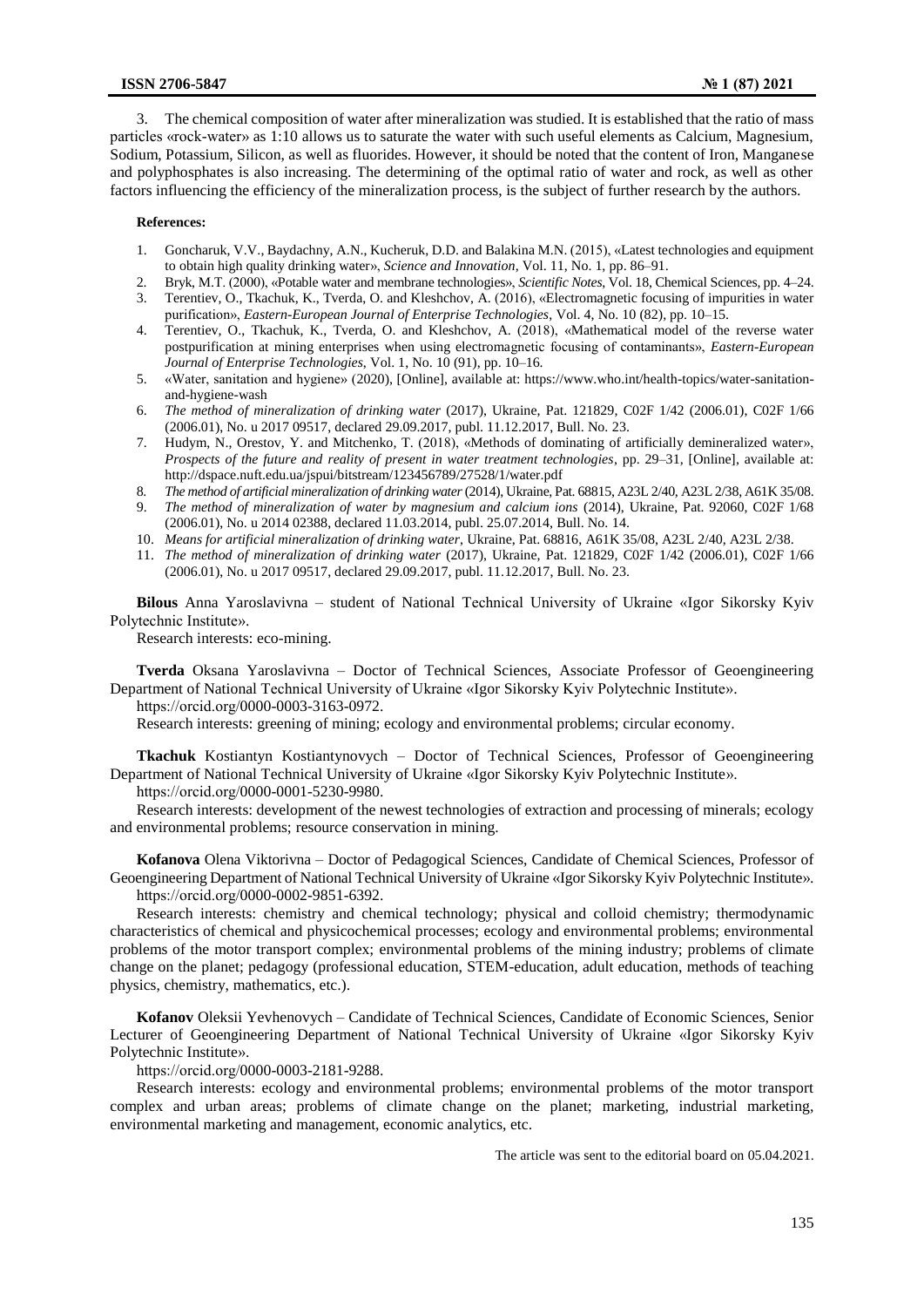3. The chemical composition of water after mineralization was studied. It is established that the ratio of mass particles «rock-water» as 1:10 allows us to saturate the water with such useful elements as Calcium, Magnesium, Sodium, Potassium, Silicon, as well as fluorides. However, it should be noted that the content of Iron, Manganese and polyphosphates is also increasing. The determining of the optimal ratio of water and rock, as well as other factors influencing the efficiency of the mineralization process, is the subject of further research by the authors.

**References:**

1. Goncharuk, V.V., Baydachny, A.N., Kucheruk, D.D. and Balakina M.N. (2015), «Latest technologies and equipment to obtain high quality drinking water», *Science and Innovation*, Vol. 11, No. 1, pp. 86–91.
2. Bryk, M.T. (2000), «Potable water and membrane technologies», *Scientific Notes*, Vol. 18, Chemical Sciences, pp. 4–24.
3. Terentiev, O., Tkachuk, K., Tverda, O. and Kleshchov, A. (2016), «Electromagnetic focusing of impurities in water purification», *Eastern-European Journal of Enterprise Technologies*, Vol. 4, No. 10 (82), pp. 10–15.
4. Terentiev, O., Tkachuk, K., Tverda, O. and Kleshchov, A. (2018), «Mathematical model of the reverse water postpurification at mining enterprises when using electromagnetic focusing of contaminants», *Eastern-European Journal of Enterprise Technologies*, Vol. 1, No. 10 (91), pp. 10–16.
5. «Water, sanitation and hygiene» (2020), [Online], available at: https://www.who.int/health-topics/water-sanitation-and-hygiene-wash
6. *The method of mineralization of drinking water* (2017), Ukraine, Pat. 121829, C02F 1/42 (2006.01), C02F 1/66 (2006.01), No. u 2017 09517, declared 29.09.2017, publ. 11.12.2017, Bull. No. 23.
7. Hudym, N., Orestov, Y. and Mitchenko, T. (2018), «Methods of dominating of artificially demineralized water», *Prospects of the future and reality of present in water treatment technologies*, pp. 29–31, [Online], available at: http://dspace.nuft.edu.ua/jspui/bitstream/123456789/27528/1/water.pdf
8. *The method of artificial mineralization of drinking water* (2014), Ukraine, Pat. 68815, A23L 2/40, A23L 2/38, A61K 35/08.
9. *The method of mineralization of water by magnesium and calcium ions* (2014), Ukraine, Pat. 92060, C02F 1/68 (2006.01), No. u 2014 02388, declared 11.03.2014, publ. 25.07.2014, Bull. No. 14.
10. *Means for artificial mineralization of drinking water*, Ukraine, Pat. 68816, A61K 35/08, A23L 2/40, A23L 2/38.
11. *The method of mineralization of drinking water* (2017), Ukraine, Pat. 121829, C02F 1/42 (2006.01), C02F 1/66 (2006.01), No. u 2017 09517, declared 29.09.2017, publ. 11.12.2017, Bull. No. 23.

**Bilous** Anna Yaroslavivna – student of National Technical University of Ukraine «Igor Sikorsky Kyiv Polytechnic Institute».

Research interests: eco-mining.

**Tverda** Oksana Yaroslavivna – Doctor of Technical Sciences, Associate Professor of Geoengineering Department of National Technical University of Ukraine «Igor Sikorsky Kyiv Polytechnic Institute».

https://orcid.org/0000-0003-3163-0972.

Research interests: greening of mining; ecology and environmental problems; circular economy.

**Tkachuk** Kostiantyn Kostiantynovych – Doctor of Technical Sciences, Professor of Geoengineering Department of National Technical University of Ukraine «Igor Sikorsky Kyiv Polytechnic Institute».

https://orcid.org/0000-0001-5230-9980.

Research interests: development of the newest technologies of extraction and processing of minerals; ecology and environmental problems; resource conservation in mining.

**Kofanova** Olena Viktorivna – Doctor of Pedagogical Sciences, Candidate of Chemical Sciences, Professor of Geoengineering Department of National Technical University of Ukraine «Igor Sikorsky Kyiv Polytechnic Institute».

https://orcid.org/0000-0002-9851-6392.

Research interests: chemistry and chemical technology; physical and colloid chemistry; thermodynamic characteristics of chemical and physicochemical processes; ecology and environmental problems; environmental problems of the motor transport complex; environmental problems of the mining industry; problems of climate change on the planet; pedagogy (professional education, STEM-education, adult education, methods of teaching physics, chemistry, mathematics, etc.).

**Kofanov** Oleksii Yevhenovych – Candidate of Technical Sciences, Candidate of Economic Sciences, Senior Lecturer of Geoengineering Department of National Technical University of Ukraine «Igor Sikorsky Kyiv Polytechnic Institute».

https://orcid.org/0000-0003-2181-9288.

Research interests: ecology and environmental problems; environmental problems of the motor transport complex and urban areas; problems of climate change on the planet; marketing, industrial marketing, environmental marketing and management, economic analytics, etc.

The article was sent to the editorial board on 05.04.2021.